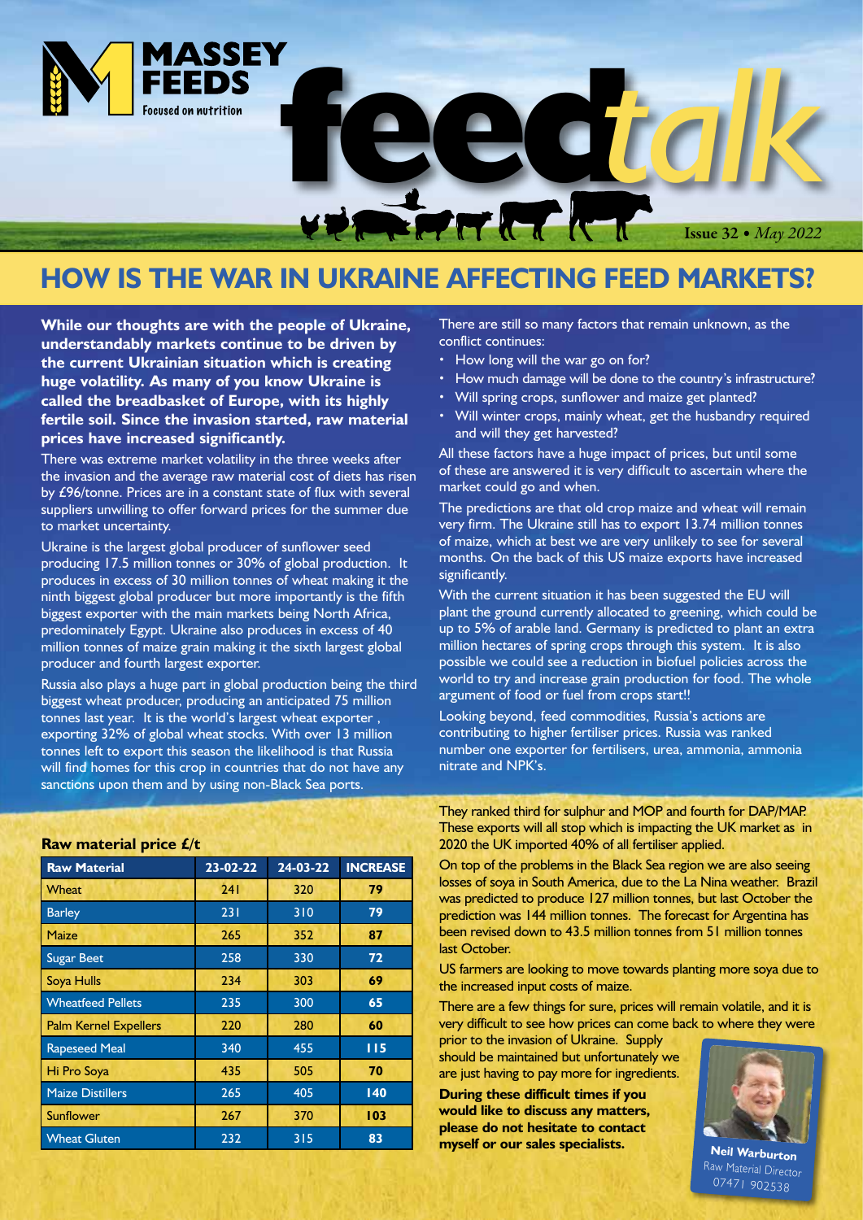# MASSEY FEEDS

Focused on nutrition

# feed*talk*

Issue 32 • *May 2022*

## HOW IS THE WAR IN UKRAINE AFFECTING FEED MARKETS?

**While our thoughts are with the people of Ukraine, understandably markets continue to be driven by the current Ukrainian situation which is creating huge volatility. As many of you know Ukraine is called the breadbasket of Europe, with its highly fertile soil. Since the invasion started, raw material prices have increased significantly.**

There was extreme market volatility in the three weeks after the invasion and the average raw material cost of diets has risen by £96/tonne. Prices are in a constant state of flux with several suppliers unwilling to offer forward prices for the summer due to market uncertainty.

Ukraine is the largest global producer of sunflower seed producing 17.5 million tonnes or 30% of global production. It produces in excess of 30 million tonnes of wheat making it the ninth biggest global producer but more importantly is the fifth biggest exporter with the main markets being North Africa, predominately Egypt. Ukraine also produces in excess of 40 million tonnes of maize grain making it the sixth largest global producer and fourth largest exporter.

Russia also plays a huge part in global production being the third biggest wheat producer, producing an anticipated 75 million tonnes last year. It is the world's largest wheat exporter , exporting 32% of global wheat stocks. With over 13 million tonnes left to export this season the likelihood is that Russia will find homes for this crop in countries that do not have any sanctions upon them and by using non-Black Sea ports.

**Raw material price £/t**

| Raw Material | 23-02-22 | 24-03-22 | INCREASE |
|---|---|---|---|
| Wheat | 241 | 320 | **79** |
| Barley | 231 | 310 | **79** |
| Maize | 265 | 352 | **87** |
| Sugar Beet | 258 | 330 | **72** |
| Soya Hulls | 234 | 303 | **69** |
| Wheatfeed Pellets | 235 | 300 | **65** |
| Palm Kernel Expellers | 220 | 280 | **60** |
| Rapeseed Meal | 340 | 455 | **115** |
| Hi Pro Soya | 435 | 505 | **70** |
| Maize Distillers | 265 | 405 | **140** |
| Sunflower | 267 | 370 | **103** |
| Wheat Gluten | 232 | 315 | **83** |

There are still so many factors that remain unknown, as the conflict continues:

- How long will the war go on for?
- How much damage will be done to the country's infrastructure?
- Will spring crops, sunflower and maize get planted?
- Will winter crops, mainly wheat, get the husbandry required and will they get harvested?

All these factors have a huge impact of prices, but until some of these are answered it is very difficult to ascertain where the market could go and when.

The predictions are that old crop maize and wheat will remain very firm. The Ukraine still has to export 13.74 million tonnes of maize, which at best we are very unlikely to see for several months. On the back of this US maize exports have increased significantly.

With the current situation it has been suggested the EU will plant the ground currently allocated to greening, which could be up to 5% of arable land. Germany is predicted to plant an extra million hectares of spring crops through this system. It is also possible we could see a reduction in biofuel policies across the world to try and increase grain production for food. The whole argument of food or fuel from crops start!!

Looking beyond, feed commodities, Russia's actions are contributing to higher fertiliser prices. Russia was ranked number one exporter for fertilisers, urea, ammonia, ammonia nitrate and NPK's.

They ranked third for sulphur and MOP and fourth for DAP/MAP. These exports will all stop which is impacting the UK market as in 2020 the UK imported 40% of all fertiliser applied.

On top of the problems in the Black Sea region we are also seeing losses of soya in South America, due to the La Nina weather. Brazil was predicted to produce 127 million tonnes, but last October the prediction was 144 million tonnes. The forecast for Argentina has been revised down to 43.5 million tonnes from 51 million tonnes last October.

US farmers are looking to move towards planting more soya due to the increased input costs of maize.

There are a few things for sure, prices will remain volatile, and it is very difficult to see how prices can come back to where they were prior to the invasion of Ukraine. Supply should be maintained but unfortunately we are just having to pay more for ingredients.

**During these difficult times if you would like to discuss any matters, please do not hesitate to contact myself or our sales specialists.**

**Neil Warburton**
Raw Material Director
07471 902538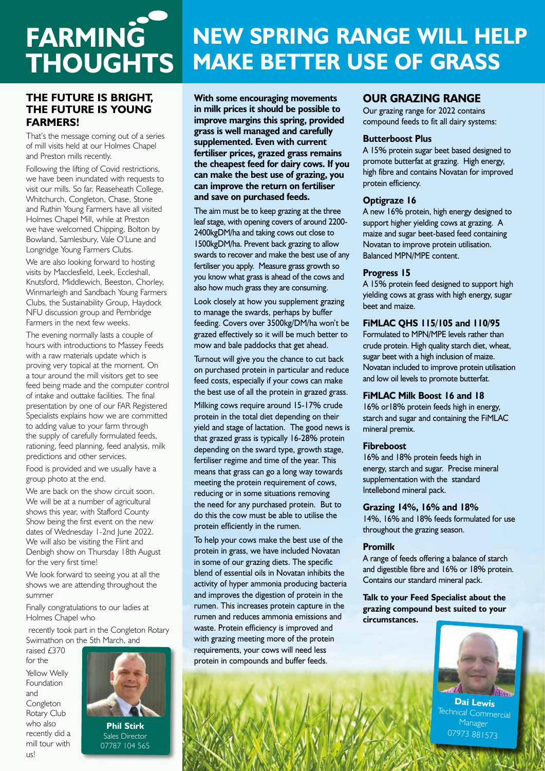# FARMING THOUGHTS

## THE FUTURE IS BRIGHT, THE FUTURE IS YOUNG FARMERS!

That's the message coming out of a series of mill visits held at our Holmes Chapel and Preston mills recently.

Following the lifting of Covid restrictions, we have been inundated with requests to visit our mills. So far, Reaseheath College, Whitchurch, Congleton, Chase, Stone and Ruthin Young Farmers have all visited Holmes Chapel Mill, while at Preston we have welcomed Chipping, Bolton by Bowland, Samlesbury, Vale O'Lune and Longridge Young Farmers Clubs.

We are also looking forward to hosting visits by Macclesfield, Leek, Eccleshall, Knutsford, Middlewich, Beeston, Chorley, Winmarleigh and Sandbach Young Farmers Clubs, the Sustainability Group, Haydock NFU discussion group and Pembridge Farmers in the next few weeks.

The evening normally lasts a couple of hours with introductions to Massey Feeds with a raw materials update which is proving very topical at the moment. On a tour around the mill visitors get to see feed being made and the computer control of intake and outtake facilities. The final presentation by one of our FAR Registered Specialists explains how we are committed to adding value to your farm through the supply of carefully formulated feeds, rationing, feed planning, feed analysis, milk predictions and other services.

Food is provided and we usually have a group photo at the end.

We are back on the show circuit soon. We will be at a number of agricultural shows this year, with Stafford County Show being the first event on the new dates of Wednesday 1-2nd June 2022. We will also be visiting the Flint and Denbigh show on Thursday 18th August for the very first time!

We look forward to seeing you at all the shows we are attending throughout the summer

Finally congratulations to our ladies at Holmes Chapel who

recently took part in the Congleton Rotary Swimathon on the 5th March, and raised £370 for the Yellow Welly Foundation and Congleton Rotary Club who also recently did a mill tour with us!

**Phil Stirk**
Sales Director
07787 104 565

# NEW SPRING RANGE WILL HELP MAKE BETTER USE OF GRASS

**With some encouraging movements in milk prices it should be possible to improve margins this spring, provided grass is well managed and carefully supplemented. Even with current fertiliser prices, grazed grass remains the cheapest feed for dairy cows. If you can make the best use of grazing, you can improve the return on fertiliser and save on purchased feeds.**

The aim must be to keep grazing at the three leaf stage, with opening covers of around 2200-2400kgDM/ha and taking cows out close to 1500kgDM/ha. Prevent back grazing to allow swards to recover and make the best use of any fertiliser you apply. Measure grass growth so you know what grass is ahead of the cows and also how much grass they are consuming.

Look closely at how you supplement grazing to manage the swards, perhaps by buffer feeding. Covers over 3500kg/DM/ha won't be grazed effectively so it will be much better to mow and bale paddocks that get ahead.

Turnout will give you the chance to cut back on purchased protein in particular and reduce feed costs, especially if your cows can make the best use of all the protein in grazed grass.

Milking cows require around 15-17% crude protein in the total diet depending on their yield and stage of lactation. The good news is that grazed grass is typically 16-28% protein depending on the sward type, growth stage, fertiliser regime and time of the year. This means that grass can go a long way towards meeting the protein requirement of cows, reducing or in some situations removing the need for any purchased protein. But to do this the cow must be able to utilise the protein efficiently in the rumen.

To help your cows make the best use of the protein in grass, we have included Novatan in some of our grazing diets. The specific blend of essential oils in Novatan inhibits the activity of hyper ammonia producing bacteria and improves the digestion of protein in the rumen. This increases protein capture in the rumen and reduces ammonia emissions and waste. Protein efficiency is improved and with grazing meeting more of the protein requirements, your cows will need less protein in compounds and buffer feeds.

## OUR GRAZING RANGE

Our grazing range for 2022 contains compound feeds to fit all dairy systems:

### Butterboost Plus

A 15% protein sugar beet based designed to promote butterfat at grazing. High energy, high fibre and contains Novatan for improved protein efficiency.

### Optigraze 16

A new 16% protein, high energy designed to support higher yielding cows at grazing. A maize and sugar beet-based feed containing Novatan to improve protein utilisation. Balanced MPN/MPE content.

### Progress 15

A 15% protein feed designed to support high yielding cows at grass with high energy, sugar beet and maize.

### FiMLAC QHS 115/105 and 110/95

Formulated to MPN/MPE levels rather than crude protein. High quality starch diet, wheat, sugar beet with a high inclusion of maize. Novatan included to improve protein utilisation and low oil levels to promote butterfat.

### FiMLAC Milk Boost 16 and 18

16% or18% protein feeds high in energy, starch and sugar and containing the FiMLAC mineral premix.

### Fibreboost

16% and 18% protein feeds high in energy, starch and sugar. Precise mineral supplementation with the standard Intellebond mineral pack.

### Grazing 14%, 16% and 18%

14%, 16% and 18% feeds formulated for use throughout the grazing season.

### Promilk

A range of feeds offering a balance of starch and digestible fibre and 16% or 18% protein. Contains our standard mineral pack.

**Talk to your Feed Specialist about the grazing compound best suited to your circumstances.**

**Dai Lewis**
Technical Commercial Manager
07973 881573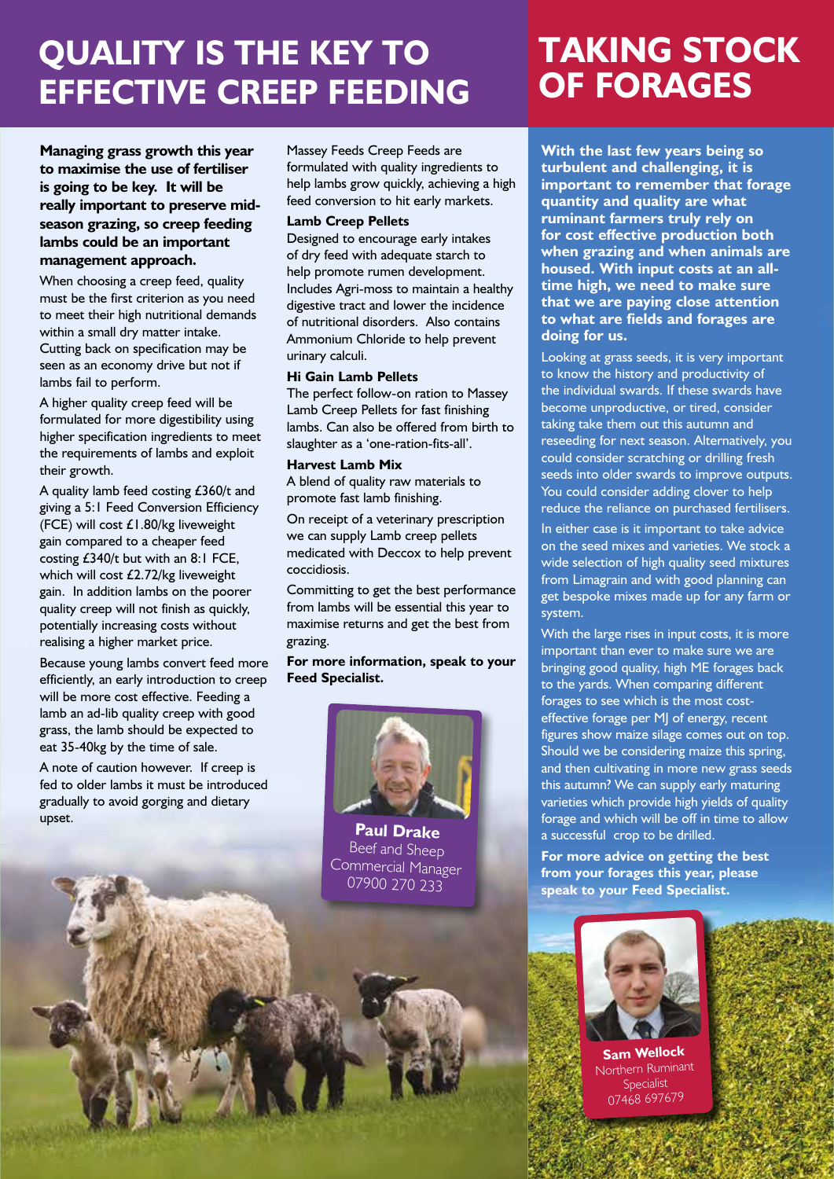# QUALITY IS THE KEY TO EFFECTIVE CREEP FEEDING

**Managing grass growth this year to maximise the use of fertiliser is going to be key. It will be really important to preserve mid-season grazing, so creep feeding lambs could be an important management approach.**

When choosing a creep feed, quality must be the first criterion as you need to meet their high nutritional demands within a small dry matter intake. Cutting back on specification may be seen as an economy drive but not if lambs fail to perform.

A higher quality creep feed will be formulated for more digestibility using higher specification ingredients to meet the requirements of lambs and exploit their growth.

A quality lamb feed costing £360/t and giving a 5:1 Feed Conversion Efficiency (FCE) will cost £1.80/kg liveweight gain compared to a cheaper feed costing £340/t but with an 8:1 FCE, which will cost £2.72/kg liveweight gain. In addition lambs on the poorer quality creep will not finish as quickly, potentially increasing costs without realising a higher market price.

Because young lambs convert feed more efficiently, an early introduction to creep will be more cost effective. Feeding a lamb an ad-lib quality creep with good grass, the lamb should be expected to eat 35-40kg by the time of sale.

A note of caution however. If creep is fed to older lambs it must be introduced gradually to avoid gorging and dietary upset.

Massey Feeds Creep Feeds are formulated with quality ingredients to help lambs grow quickly, achieving a high feed conversion to hit early markets.

**Lamb Creep Pellets**

Designed to encourage early intakes of dry feed with adequate starch to help promote rumen development. Includes Agri-moss to maintain a healthy digestive tract and lower the incidence of nutritional disorders. Also contains Ammonium Chloride to help prevent urinary calculi.

**Hi Gain Lamb Pellets**

The perfect follow-on ration to Massey Lamb Creep Pellets for fast finishing lambs. Can also be offered from birth to slaughter as a 'one-ration-fits-all'.

**Harvest Lamb Mix**

A blend of quality raw materials to promote fast lamb finishing.

On receipt of a veterinary prescription we can supply Lamb creep pellets medicated with Deccox to help prevent coccidiosis.

Committing to get the best performance from lambs will be essential this year to maximise returns and get the best from grazing.

**For more information, speak to your Feed Specialist.**

**Paul Drake**
Beef and Sheep Commercial Manager
07900 270 233

# TAKING STOCK OF FORAGES

**With the last few years being so turbulent and challenging, it is important to remember that forage quantity and quality are what ruminant farmers truly rely on for cost effective production both when grazing and when animals are housed. With input costs at an all-time high, we need to make sure that we are paying close attention to what are fields and forages are doing for us.**

Looking at grass seeds, it is very important to know the history and productivity of the individual swards. If these swards have become unproductive, or tired, consider taking take them out this autumn and reseeding for next season. Alternatively, you could consider scratching or drilling fresh seeds into older swards to improve outputs. You could consider adding clover to help reduce the reliance on purchased fertilisers.

In either case is it important to take advice on the seed mixes and varieties. We stock a wide selection of high quality seed mixtures from Limagrain and with good planning can get bespoke mixes made up for any farm or system.

With the large rises in input costs, it is more important than ever to make sure we are bringing good quality, high ME forages back to the yards. When comparing different forages to see which is the most cost-effective forage per MJ of energy, recent figures show maize silage comes out on top. Should we be considering maize this spring, and then cultivating in more new grass seeds this autumn? We can supply early maturing varieties which provide high yields of quality forage and which will be off in time to allow a successful crop to be drilled.

**For more advice on getting the best from your forages this year, please speak to your Feed Specialist.**

**Sam Wellock**
Northern Ruminant Specialist
07468 697679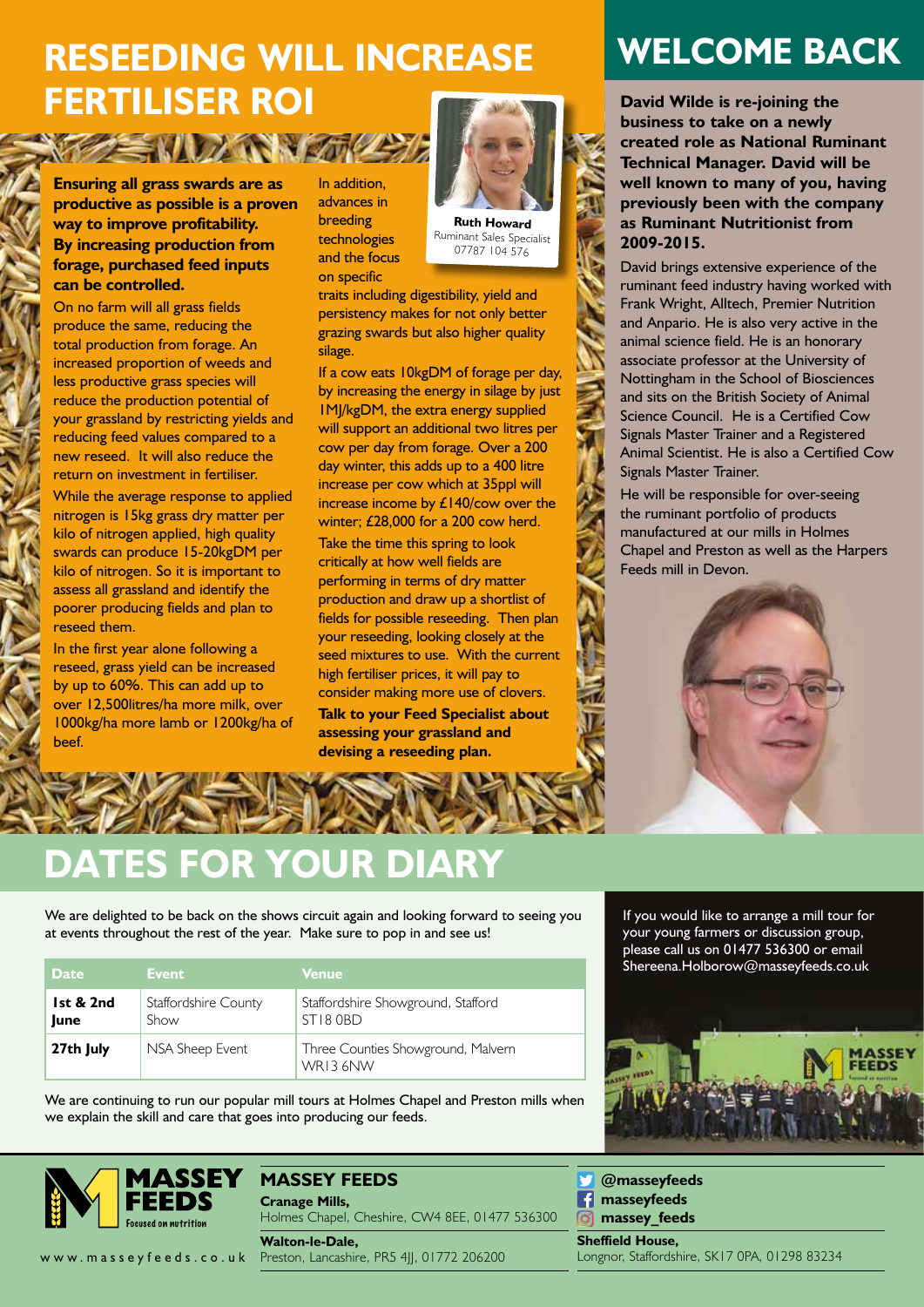# RESEEDING WILL INCREASE FERTILISER ROI

**Ruth Howard**
Ruminant Sales Specialist
07787 104 576

**Ensuring all grass swards are as productive as possible is a proven way to improve profitability. By increasing production from forage, purchased feed inputs can be controlled.**

On no farm will all grass fields produce the same, reducing the total production from forage. An increased proportion of weeds and less productive grass species will reduce the production potential of your grassland by restricting yields and reducing feed values compared to a new reseed. It will also reduce the return on investment in fertiliser.

While the average response to applied nitrogen is 15kg grass dry matter per kilo of nitrogen applied, high quality swards can produce 15-20kgDM per kilo of nitrogen. So it is important to assess all grassland and identify the poorer producing fields and plan to reseed them.

In the first year alone following a reseed, grass yield can be increased by up to 60%. This can add up to over 12,500litres/ha more milk, over 1000kg/ha more lamb or 1200kg/ha of beef.

In addition, advances in breeding technologies and the focus on specific traits including digestibility, yield and persistency makes for not only better grazing swards but also higher quality silage.

If a cow eats 10kgDM of forage per day, by increasing the energy in silage by just 1MJ/kgDM, the extra energy supplied will support an additional two litres per cow per day from forage. Over a 200 day winter, this adds up to a 400 litre increase per cow which at 35ppl will increase income by £140/cow over the winter; £28,000 for a 200 cow herd.

Take the time this spring to look critically at how well fields are performing in terms of dry matter production and draw up a shortlist of fields for possible reseeding. Then plan your reseeding, looking closely at the seed mixtures to use. With the current high fertiliser prices, it will pay to consider making more use of clovers.

**Talk to your Feed Specialist about assessing your grassland and devising a reseeding plan.**

# WELCOME BACK

**David Wilde is re-joining the business to take on a newly created role as National Ruminant Technical Manager. David will be well known to many of you, having previously been with the company as Ruminant Nutritionist from 2009-2015.**

David brings extensive experience of the ruminant feed industry having worked with Frank Wright, Alltech, Premier Nutrition and Anpario. He is also very active in the animal science field. He is an honorary associate professor at the University of Nottingham in the School of Biosciences and sits on the British Society of Animal Science Council. He is a Certified Cow Signals Master Trainer and a Registered Animal Scientist. He is also a Certified Cow Signals Master Trainer.

He will be responsible for over-seeing the ruminant portfolio of products manufactured at our mills in Holmes Chapel and Preston as well as the Harpers Feeds mill in Devon.

# DATES FOR YOUR DIARY

We are delighted to be back on the shows circuit again and looking forward to seeing you at events throughout the rest of the year. Make sure to pop in and see us!

| Date | Event | Venue |
|---|---|---|
| **1st & 2nd June** | Staffordshire County Show | Staffordshire Showground, Stafford ST18 0BD |
| **27th July** | NSA Sheep Event | Three Counties Showground, Malvern WR13 6NW |

We are continuing to run our popular mill tours at Holmes Chapel and Preston mills when we explain the skill and care that goes into producing our feeds.

If you would like to arrange a mill tour for your young farmers or discussion group, please call us on 01477 536300 or email Shereena.Holborow@masseyfeeds.co.uk

## MASSEY FEEDS

**Cranage Mills,**
Holmes Chapel, Cheshire, CW4 8EE, 01477 536300

**Walton-le-Dale,**
Preston, Lancashire, PR5 4JJ, 01772 206200

**Sheffield House,**
Longnor, Staffordshire, SK17 0PA, 01298 83234

**@masseyfeeds**
**masseyfeeds**
**massey_feeds**

www.masseyfeeds.co.uk